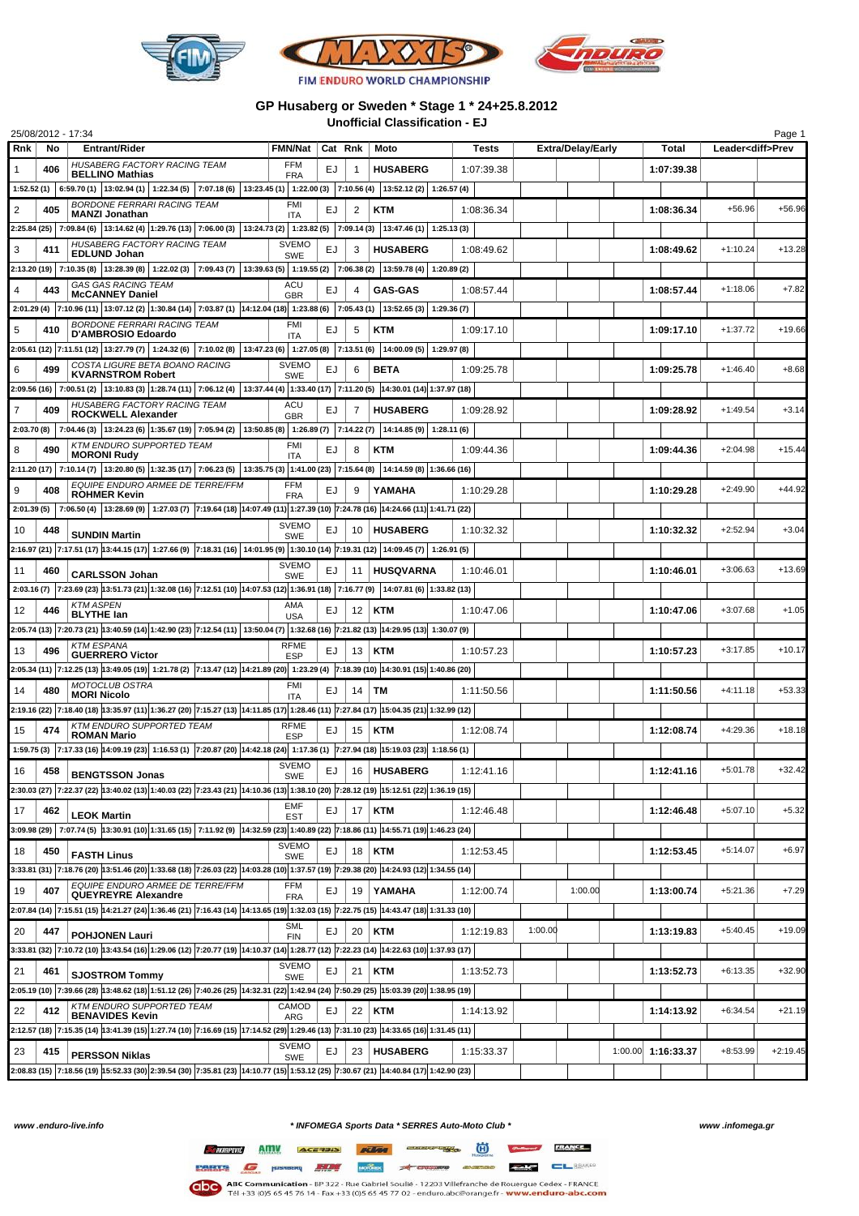FIM ENDURO WORLD CHAMPIONSHIP

# GP Husaberg or Sweden * Stage 1 * 24+25.8.2012

## Unofficial Classification - EJ

25/08/2012 - 17:34

| Rnk | No | Entrant/Rider | FMN/Nat | Cat | Rnk | Moto | Tests | Extra/Delay/Early | | | Total | Leader<diff>Prev | |
|---|---|---|---|---|---|---|---|---|---|---|---|---|---|
| 1 | 406 | HUSABERG FACTORY RACING TEAM **BELLINO Mathias** | FFM FRA | EJ | 1 | **HUSABERG** | 1:07:39.38 | | | | **1:07:39.38** | | |
| 1:52.52 (1) 6:59.70 (1) 13:02.94 (1) 1:22.34 (5) 7:07.18 (6) 13:23.45 (1) 1:22.00 (3) 7:10.56 (4) 13:52.12 (2) 1:26.57 (4) | | | | | | | | | | | | | |
| 2 | 405 | BORDONE FERRARI RACING TEAM **MANZI Jonathan** | FMI ITA | EJ | 2 | **KTM** | 1:08:36.34 | | | | **1:08:36.34** | +56.96 | +56.96 |
| 2:25.84 (25) 7:09.84 (6) 13:14.62 (4) 1:29.76 (13) 7:06.00 (3) 13:24.73 (2) 1:23.82 (5) 7:09.14 (3) 13:47.46 (1) 1:25.13 (3) | | | | | | | | | | | | | |
| 3 | 411 | HUSABERG FACTORY RACING TEAM **EDLUND Johan** | SVEMO SWE | EJ | 3 | **HUSABERG** | 1:08:49.62 | | | | **1:08:49.62** | +1:10.24 | +13.28 |
| 2:13.20 (19) 7:10.35 (8) 13:28.39 (8) 1:22.02 (3) 7:09.43 (7) 13:39.63 (5) 1:19.55 (2) 7:06.38 (2) 13:59.78 (4) 1:20.89 (2) | | | | | | | | | | | | | |
| 4 | 443 | GAS GAS RACING TEAM **McCANNEY Daniel** | ACU GBR | EJ | 4 | **GAS-GAS** | 1:08:57.44 | | | | **1:08:57.44** | +1:18.06 | +7.82 |
| 2:01.29 (4) 7:10.96 (11) 13:07.12 (2) 1:30.84 (14) 7:03.87 (1) 14:12.04 (18) 1:23.88 (6) 7:05.43 (1) 13:52.65 (3) 1:29.36 (7) | | | | | | | | | | | | | |
| 5 | 410 | BORDONE FERRARI RACING TEAM **D'AMBROSIO Edoardo** | FMI ITA | EJ | 5 | **KTM** | 1:09:17.10 | | | | **1:09:17.10** | +1:37.72 | +19.66 |
| 2:05.61 (12) 7:11.51 (12) 13:27.79 (7) 1:24.32 (6) 7:10.02 (8) 13:47.23 (6) 1:27.05 (8) 7:13.51 (6) 14:00.09 (5) 1:29.97 (8) | | | | | | | | | | | | | |
| 6 | 499 | COSTA LIGURE BETA BOANO RACING **KVARNSTROM Robert** | SVEMO SWE | EJ | 6 | **BETA** | 1:09:25.78 | | | | **1:09:25.78** | +1:46.40 | +8.68 |
| 2:09.56 (16) 7:00.51 (2) 13:10.83 (3) 1:28.74 (11) 7:06.12 (4) 13:37.44 (4) 1:33.40 (17) 7:11.20 (5) 14:30.01 (14) 1:37.97 (18) | | | | | | | | | | | | | |
| 7 | 409 | HUSABERG FACTORY RACING TEAM **ROCKWELL Alexander** | ACU GBR | EJ | 7 | **HUSABERG** | 1:09:28.92 | | | | **1:09:28.92** | +1:49.54 | +3.14 |
| 2:03.70 (8) 7:04.46 (3) 13:24.23 (6) 1:35.67 (19) 7:05.94 (2) 13:50.85 (8) 1:26.89 (7) 7:14.22 (7) 14:14.85 (9) 1:28.11 (6) | | | | | | | | | | | | | |
| 8 | 490 | KTM ENDURO SUPPORTED TEAM **MORONI Rudy** | FMI ITA | EJ | 8 | **KTM** | 1:09:44.36 | | | | **1:09:44.36** | +2:04.98 | +15.44 |
| 2:11.20 (17) 7:10.14 (7) 13:20.80 (5) 1:32.35 (17) 7:06.23 (5) 13:35.75 (3) 1:41.00 (23) 7:15.64 (8) 14:14.59 (8) 1:36.66 (16) | | | | | | | | | | | | | |
| 9 | 408 | EQUIPE ENDURO ARMEE DE TERRE/FFM **ROHMER Kevin** | FFM FRA | EJ | 9 | **YAMAHA** | 1:10:29.28 | | | | **1:10:29.28** | +2:49.90 | +44.92 |
| 2:01.39 (5) 7:06.50 (4) 13:28.69 (9) 1:27.03 (7) 7:19.64 (18) 14:07.49 (11) 1:27.39 (10) 7:24.78 (16) 14:24.66 (11) 1:41.71 (22) | | | | | | | | | | | | | |
| 10 | 448 | **SUNDIN Martin** | SVEMO SWE | EJ | 10 | **HUSABERG** | 1:10:32.32 | | | | **1:10:32.32** | +2:52.94 | +3.04 |
| 2:16.97 (21) 7:17.51 (17) 13:44.15 (17) 1:27.66 (9) 7:18.31 (16) 14:01.95 (9) 1:30.10 (14) 7:19.31 (12) 14:09.45 (7) 1:26.91 (5) | | | | | | | | | | | | | |
| 11 | 460 | **CARLSSON Johan** | SVEMO SWE | EJ | 11 | **HUSQVARNA** | 1:10:46.01 | | | | **1:10:46.01** | +3:06.63 | +13.69 |
| 2:03.16 (7) 7:23.69 (23) 13:51.73 (21) 1:32.08 (16) 7:12.51 (10) 14:07.53 (12) 1:36.91 (18) 7:16.77 (9) 14:07.81 (6) 1:33.82 (13) | | | | | | | | | | | | | |
| 12 | 446 | KTM ASPEN **BLYTHE Ian** | AMA USA | EJ | 12 | **KTM** | 1:10:47.06 | | | | **1:10:47.06** | +3:07.68 | +1.05 |
| 2:05.74 (13) 7:20.73 (21) 13:40.59 (14) 1:42.90 (23) 7:12.54 (11) 13:50.04 (7) 1:32.68 (16) 7:21.82 (13) 14:29.95 (13) 1:30.07 (9) | | | | | | | | | | | | | |
| 13 | 496 | KTM ESPANA **GUERRERO Victor** | RFME ESP | EJ | 13 | **KTM** | 1:10:57.23 | | | | **1:10:57.23** | +3:17.85 | +10.17 |
| 2:05.34 (11) 7:12.25 (13) 13:49.05 (19) 1:21.78 (2) 7:13.47 (12) 14:21.89 (20) 1:23.29 (4) 7:18.39 (10) 14:30.91 (15) 1:40.86 (20) | | | | | | | | | | | | | |
| 14 | 480 | MOTOCLUB OSTRA **MORI Nicolo** | FMI ITA | EJ | 14 | **TM** | 1:11:50.56 | | | | **1:11:50.56** | +4:11.18 | +53.33 |
| 2:19.16 (22) 7:18.40 (18) 13:35.97 (11) 1:36.27 (20) 7:15.27 (13) 14:11.85 (17) 1:28.46 (11) 7:27.84 (17) 15:04.35 (21) 1:32.99 (12) | | | | | | | | | | | | | |
| 15 | 474 | KTM ENDURO SUPPORTED TEAM **ROMAN Mario** | RFME ESP | EJ | 15 | **KTM** | 1:12:08.74 | | | | **1:12:08.74** | +4:29.36 | +18.18 |
| 1:59.75 (3) 7:17.33 (16) 14:09.19 (23) 1:16.53 (1) 7:20.87 (20) 14:42.18 (24) 1:17.36 (1) 7:27.94 (18) 15:19.03 (23) 1:18.56 (1) | | | | | | | | | | | | | |
| 16 | 458 | **BENGTSSON Jonas** | SVEMO SWE | EJ | 16 | **HUSABERG** | 1:12:41.16 | | | | **1:12:41.16** | +5:01.78 | +32.42 |
| 2:30.03 (27) 7:22.37 (22) 13:40.02 (13) 1:40.03 (22) 7:23.43 (21) 14:10.36 (13) 1:38.10 (20) 7:28.12 (19) 15:12.51 (22) 1:36.19 (15) | | | | | | | | | | | | | |
| 17 | 462 | **LEOK Martin** | EMF EST | EJ | 17 | **KTM** | 1:12:46.48 | | | | **1:12:46.48** | +5:07.10 | +5.32 |
| 3:09.98 (29) 7:07.74 (5) 13:30.91 (10) 1:31.65 (15) 7:11.92 (9) 14:32.59 (23) 1:40.89 (22) 7:18.86 (11) 14:55.71 (19) 1:46.23 (24) | | | | | | | | | | | | | |
| 18 | 450 | **FASTH Linus** | SVEMO SWE | EJ | 18 | **KTM** | 1:12:53.45 | | | | **1:12:53.45** | +5:14.07 | +6.97 |
| 3:33.81 (31) 7:18.76 (20) 13:51.46 (20) 1:33.68 (18) 7:26.03 (22) 14:03.28 (10) 1:37.57 (19) 7:29.38 (20) 14:24.93 (12) 1:34.55 (14) | | | | | | | | | | | | | |
| 19 | 407 | EQUIPE ENDURO ARMEE DE TERRE/FFM **QUEYREYRE Alexandre** | FFM FRA | EJ | 19 | **YAMAHA** | 1:12:00.74 | | 1:00.00 | | **1:13:00.74** | +5:21.36 | +7.29 |
| 2:07.84 (14) 7:15.51 (15) 14:21.27 (24) 1:36.46 (21) 7:16.43 (14) 14:13.65 (19) 1:32.03 (15) 7:22.75 (15) 14:43.47 (18) 1:31.33 (10) | | | | | | | | | | | | | |
| 20 | 447 | **POHJONEN Lauri** | SML FIN | EJ | 20 | **KTM** | 1:12:19.83 | 1:00.00 | | | **1:13:19.83** | +5:40.45 | +19.09 |
| 3:33.81 (32) 7:10.72 (10) 13:43.54 (16) 1:29.06 (12) 7:20.77 (19) 14:10.37 (14) 1:28.77 (12) 7:22.23 (14) 14:22.63 (10) 1:37.93 (17) | | | | | | | | | | | | | |
| 21 | 461 | **SJOSTROM Tommy** | SVEMO SWE | EJ | 21 | **KTM** | 1:13:52.73 | | | | **1:13:52.73** | +6:13.35 | +32.90 |
| 2:05.19 (10) 7:39.66 (28) 13:48.62 (18) 1:51.12 (26) 7:40.26 (25) 14:32.31 (22) 1:42.94 (24) 7:50.29 (25) 15:03.39 (20) 1:38.95 (19) | | | | | | | | | | | | | |
| 22 | 412 | KTM ENDURO SUPPORTED TEAM **BENAVIDES Kevin** | CAMOD ARG | EJ | 22 | **KTM** | 1:14:13.92 | | | | **1:14:13.92** | +6:34.54 | +21.19 |
| 2:12.57 (18) 7:15.35 (14) 13:41.39 (15) 1:27.74 (10) 7:16.69 (15) 17:14.52 (29) 1:29.46 (13) 7:31.10 (23) 14:33.65 (16) 1:31.45 (11) | | | | | | | | | | | | | |
| 23 | 415 | **PERSSON Niklas** | SVEMO SWE | EJ | 23 | **HUSABERG** | 1:15:33.37 | | | 1:00.00 | **1:16:33.37** | +8:53.99 | +2:19.45 |
| 2:08.83 (15) 7:18.56 (19) 15:52.33 (30) 2:39.54 (30) 7:35.81 (23) 14:10.77 (15) 1:53.12 (25) 7:30.67 (21) 14:40.84 (17) 1:42.90 (23) | | | | | | | | | | | | | |

www.enduro-live.info * INFOMEGA Sports Data * SERRES Auto-Moto Club * www.infomega.gr

ABC Communication - BP 322 - Rue Gabriel Soulié - 12203 Villefranche de Rouergue Cedex - FRANCE
Tél +33 (0)5 65 45 76 14 - Fax +33 (0)5 65 45 77 02 - enduro.abc@orange.fr - www.enduro-abc.com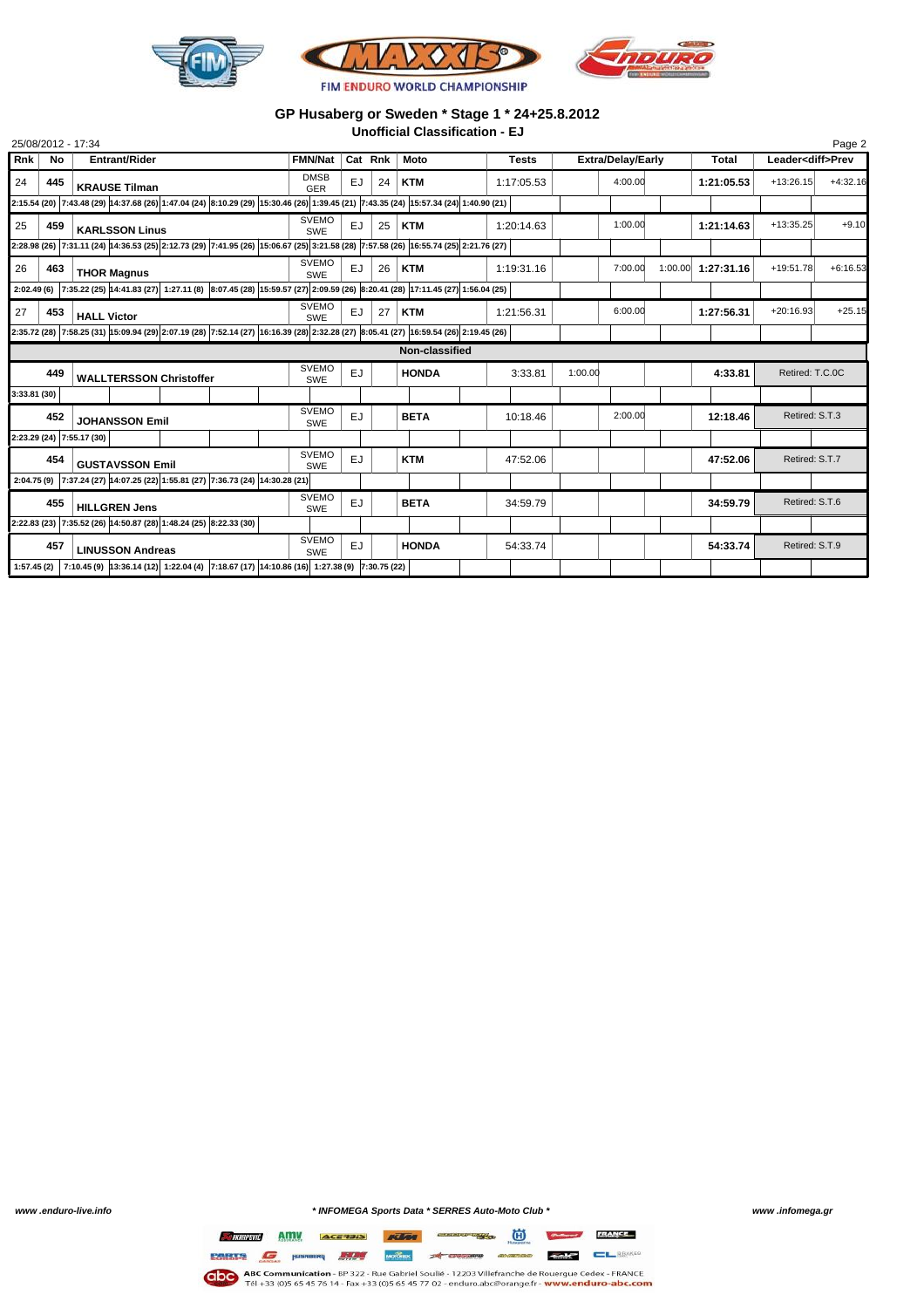# GP Husaberg or Sweden * Stage 1 * 24+25.8.2012

## Unofficial Classification - EJ

25/08/2012 - 17:34

| Rnk | No | Entrant/Rider | FMN/Nat | Cat | Rnk | Moto | Tests | Extra/Delay/Early | | | Total | Leader<diff>Prev | |
|---|---|---|---|---|---|---|---|---|---|---|---|---|---|
| 24 | 445 | KRAUSE Tilman | DMSB GER | EJ | 24 | KTM | 1:17:05.53 | | 4:00.00 | | 1:21:05.53 | +13:26.15 | +4:32.16 |
| 2:15.54 (20) 7:43.48 (29) 14:37.68 (26) 1:47.04 (24) 8:10.29 (29) 15:30.46 (26) 1:39.45 (21) 7:43.35 (24) 15:57.34 (24) 1:40.90 (21) | | | | | | | | | | | | | |
| 25 | 459 | KARLSSON Linus | SVEMO SWE | EJ | 25 | KTM | 1:20:14.63 | | 1:00.00 | | 1:21:14.63 | +13:35.25 | +9.10 |
| 2:28.98 (26) 7:31.11 (24) 14:36.53 (25) 2:12.73 (29) 7:41.95 (26) 15:06.67 (25) 3:21.58 (28) 7:57.58 (26) 16:55.74 (25) 2:21.76 (27) | | | | | | | | | | | | | |
| 26 | 463 | THOR Magnus | SVEMO SWE | EJ | 26 | KTM | 1:19:31.16 | | 7:00.00 | 1:00.00 | 1:27:31.16 | +19:51.78 | +6:16.53 |
| 2:02.49 (6) 7:35.22 (25) 14:41.83 (27) 1:27.11 (8) 8:07.45 (28) 15:59.57 (27) 2:09.59 (26) 8:20.41 (28) 17:11.45 (27) 1:56.04 (25) | | | | | | | | | | | | | |
| 27 | 453 | HALL Victor | SVEMO SWE | EJ | 27 | KTM | 1:21:56.31 | | 6:00.00 | | 1:27:56.31 | +20:16.93 | +25.15 |
| 2:35.72 (28) 7:58.25 (31) 15:09.94 (29) 2:07.19 (28) 7:52.14 (27) 16:16.39 (28) 2:32.28 (27) 8:05.41 (27) 16:59.54 (26) 2:19.45 (26) | | | | | | | | | | | | | |
| | | | | | | **Non-classified** | | | | | | | |
| | 449 | WALLTERSSON Christoffer | SVEMO SWE | EJ | | HONDA | 3:33.81 | 1:00.00 | | | 4:33.81 | Retired: T.C.0C | |
| 3:33.81 (30) | | | | | | | | | | | | | |
| | 452 | JOHANSSON Emil | SVEMO SWE | EJ | | BETA | 10:18.46 | | 2:00.00 | | 12:18.46 | Retired: S.T.3 | |
| 2:23.29 (24) 7:55.17 (30) | | | | | | | | | | | | | |
| | 454 | GUSTAVSSON Emil | SVEMO SWE | EJ | | KTM | 47:52.06 | | | | 47:52.06 | Retired: S.T.7 | |
| 2:04.75 (9) 7:37.24 (27) 14:07.25 (22) 1:55.81 (27) 7:36.73 (24) 14:30.28 (21) | | | | | | | | | | | | | |
| | 455 | HILLGREN Jens | SVEMO SWE | EJ | | BETA | 34:59.79 | | | | 34:59.79 | Retired: S.T.6 | |
| 2:22.83 (23) 7:35.52 (26) 14:50.87 (28) 1:48.24 (25) 8:22.33 (30) | | | | | | | | | | | | | |
| | 457 | LINUSSON Andreas | SVEMO SWE | EJ | | HONDA | 54:33.74 | | | | 54:33.74 | Retired: S.T.9 | |
| 1:57.45 (2) 7:10.45 (9) 13:36.14 (12) 1:22.04 (4) 7:18.67 (17) 14:10.86 (16) 1:27.38 (9) 7:30.75 (22) | | | | | | | | | | | | | |

*www .enduro-live.info* &nbsp;&nbsp;&nbsp; *\* INFOMEGA Sports Data \* SERRES Auto-Moto Club \** &nbsp;&nbsp;&nbsp; *www .infomega.gr*

ABC Communication - BP 322 - Rue Gabriel Soulié - 12203 Villefranche de Rouergue Cedex - FRANCE
Tél +33 (0)5 65 45 76 14 - Fax +33 (0)5 65 45 77 02 - enduro.abc@orange.fr - www.enduro-abc.com